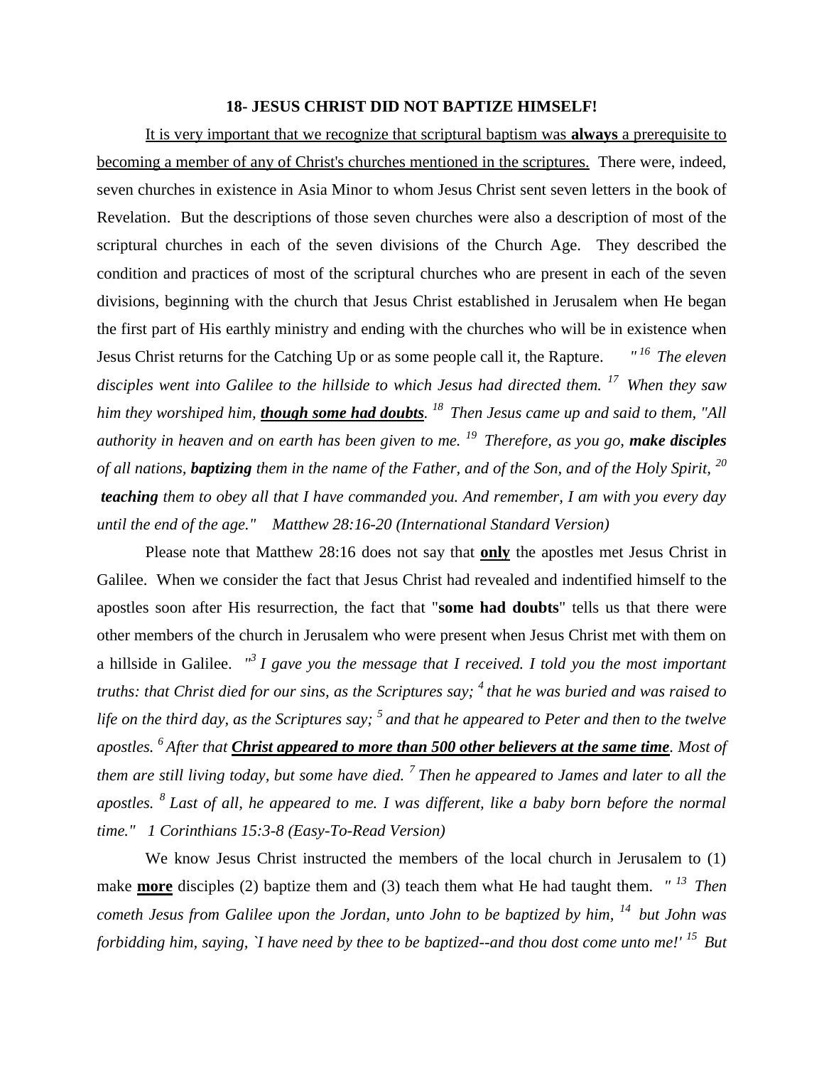# 18- JESUS CHRIST DID NOT BAPTIZE HIMSELF!

<u>It is very important that we recognize that scriptural baptism was **always** a prerequisite to becoming a member of any of Christ's churches mentioned in the scriptures.</u> There were, indeed, seven churches in existence in Asia Minor to whom Jesus Christ sent seven letters in the book of Revelation. But the descriptions of those seven churches were also a description of most of the scriptural churches in each of the seven divisions of the Church Age. They described the condition and practices of most of the scriptural churches who are present in each of the seven divisions, beginning with the church that Jesus Christ established in Jerusalem when He began the first part of His earthly ministry and ending with the churches who will be in existence when Jesus Christ returns for the Catching Up or as some people call it, the Rapture. *"[16] The eleven disciples went into Galilee to the hillside to which Jesus had directed them. [17] When they saw him they worshiped him, **<u>though some had doubts</u>**. [18] Then Jesus came up and said to them, "All authority in heaven and on earth has been given to me. [19] Therefore, as you go, **make disciples** of all nations, **baptizing** them in the name of the Father, and of the Son, and of the Holy Spirit, [20] **teaching** them to obey all that I have commanded you. And remember, I am with you every day until the end of the age." Matthew 28:16-20 (International Standard Version)*

Please note that Matthew 28:16 does not say that **<u>only</u>** the apostles met Jesus Christ in Galilee. When we consider the fact that Jesus Christ had revealed and indentified himself to the apostles soon after His resurrection, the fact that "**some had doubts**" tells us that there were other members of the church in Jerusalem who were present when Jesus Christ met with them on a hillside in Galilee. *"[3] I gave you the message that I received. I told you the most important truths: that Christ died for our sins, as the Scriptures say; [4] that he was buried and was raised to life on the third day, as the Scriptures say; [5] and that he appeared to Peter and then to the twelve apostles. [6] After that **<u>Christ appeared to more than 500 other believers at the same time</u>**. Most of them are still living today, but some have died. [7] Then he appeared to James and later to all the apostles. [8] Last of all, he appeared to me. I was different, like a baby born before the normal time." 1 Corinthians 15:3-8 (Easy-To-Read Version)*

We know Jesus Christ instructed the members of the local church in Jerusalem to (1) make **<u>more</u>** disciples (2) baptize them and (3) teach them what He had taught them. *" [13] Then cometh Jesus from Galilee upon the Jordan, unto John to be baptized by him, [14] but John was forbidding him, saying, `I have need by thee to be baptized--and thou dost come unto me!' [15] But*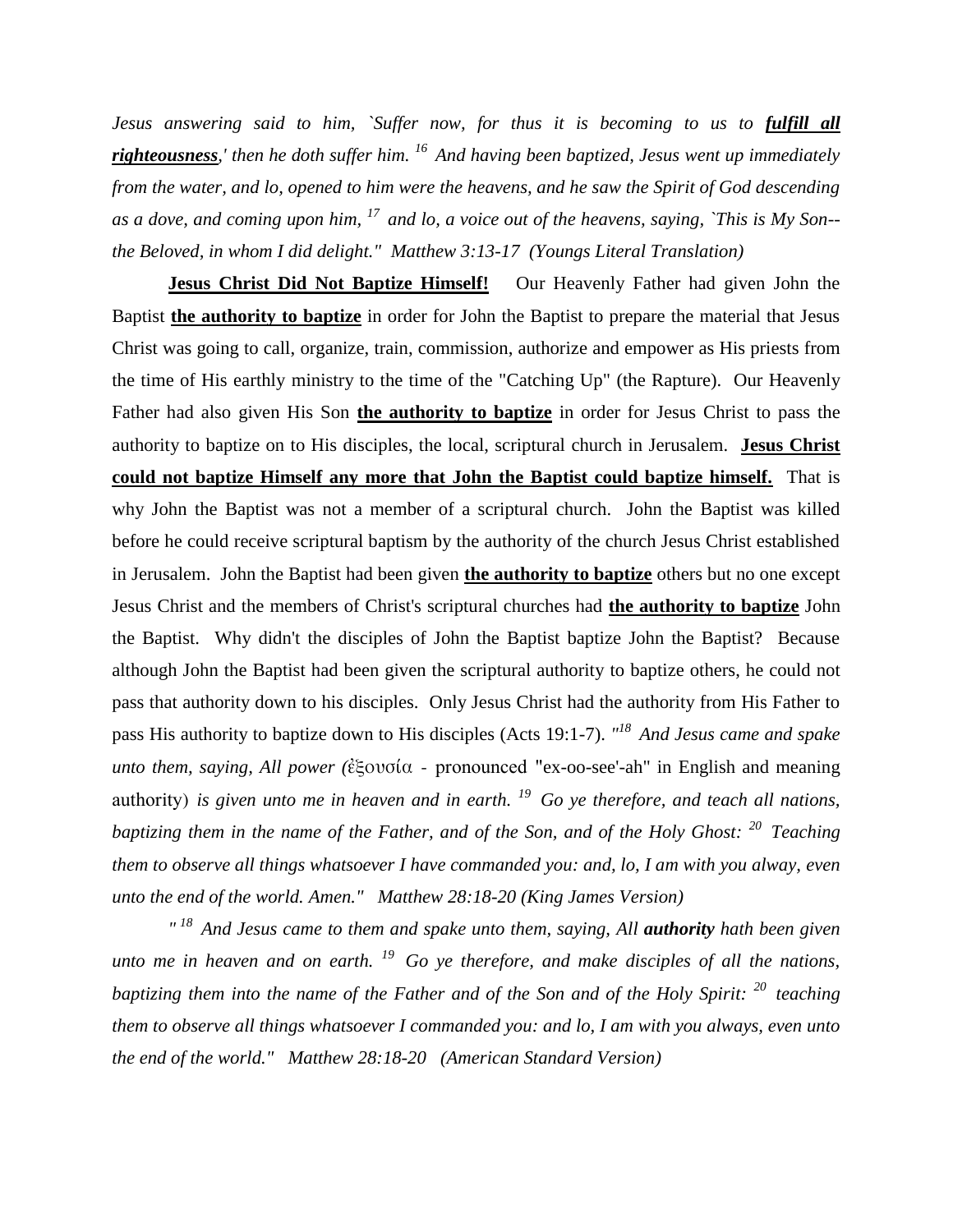*Jesus answering said to him, `Suffer now, for thus it is becoming to us to **fulfill all righteousness**,' then he doth suffer him. [16] And having been baptized, Jesus went up immediately from the water, and lo, opened to him were the heavens, and he saw the Spirit of God descending as a dove, and coming upon him, [17] and lo, a voice out of the heavens, saying, `This is My Son--the Beloved, in whom I did delight." Matthew 3:13-17 (Youngs Literal Translation)*

**Jesus Christ Did Not Baptize Himself!** Our Heavenly Father had given John the Baptist **the authority to baptize** in order for John the Baptist to prepare the material that Jesus Christ was going to call, organize, train, commission, authorize and empower as His priests from the time of His earthly ministry to the time of the "Catching Up" (the Rapture). Our Heavenly Father had also given His Son **the authority to baptize** in order for Jesus Christ to pass the authority to baptize on to His disciples, the local, scriptural church in Jerusalem. **Jesus Christ could not baptize Himself any more that John the Baptist could baptize himself.** That is why John the Baptist was not a member of a scriptural church. John the Baptist was killed before he could receive scriptural baptism by the authority of the church Jesus Christ established in Jerusalem. John the Baptist had been given **the authority to baptize** others but no one except Jesus Christ and the members of Christ's scriptural churches had **the authority to baptize** John the Baptist. Why didn't the disciples of John the Baptist baptize John the Baptist? Because although John the Baptist had been given the scriptural authority to baptize others, he could not pass that authority down to his disciples. Only Jesus Christ had the authority from His Father to pass His authority to baptize down to His disciples (Acts 19:1-7). *"[18] And Jesus came and spake unto them, saying, All power (*ἐξουσία - pronounced "ex-oo-see'-ah" in English and meaning authority) *is given unto me in heaven and in earth. [19] Go ye therefore, and teach all nations, baptizing them in the name of the Father, and of the Son, and of the Holy Ghost: [20] Teaching them to observe all things whatsoever I have commanded you: and, lo, I am with you alway, even unto the end of the world. Amen." Matthew 28:18-20 (King James Version)*

*" [18] And Jesus came to them and spake unto them, saying, All **authority** hath been given unto me in heaven and on earth. [19] Go ye therefore, and make disciples of all the nations, baptizing them into the name of the Father and of the Son and of the Holy Spirit: [20] teaching them to observe all things whatsoever I commanded you: and lo, I am with you always, even unto the end of the world." Matthew 28:18-20 (American Standard Version)*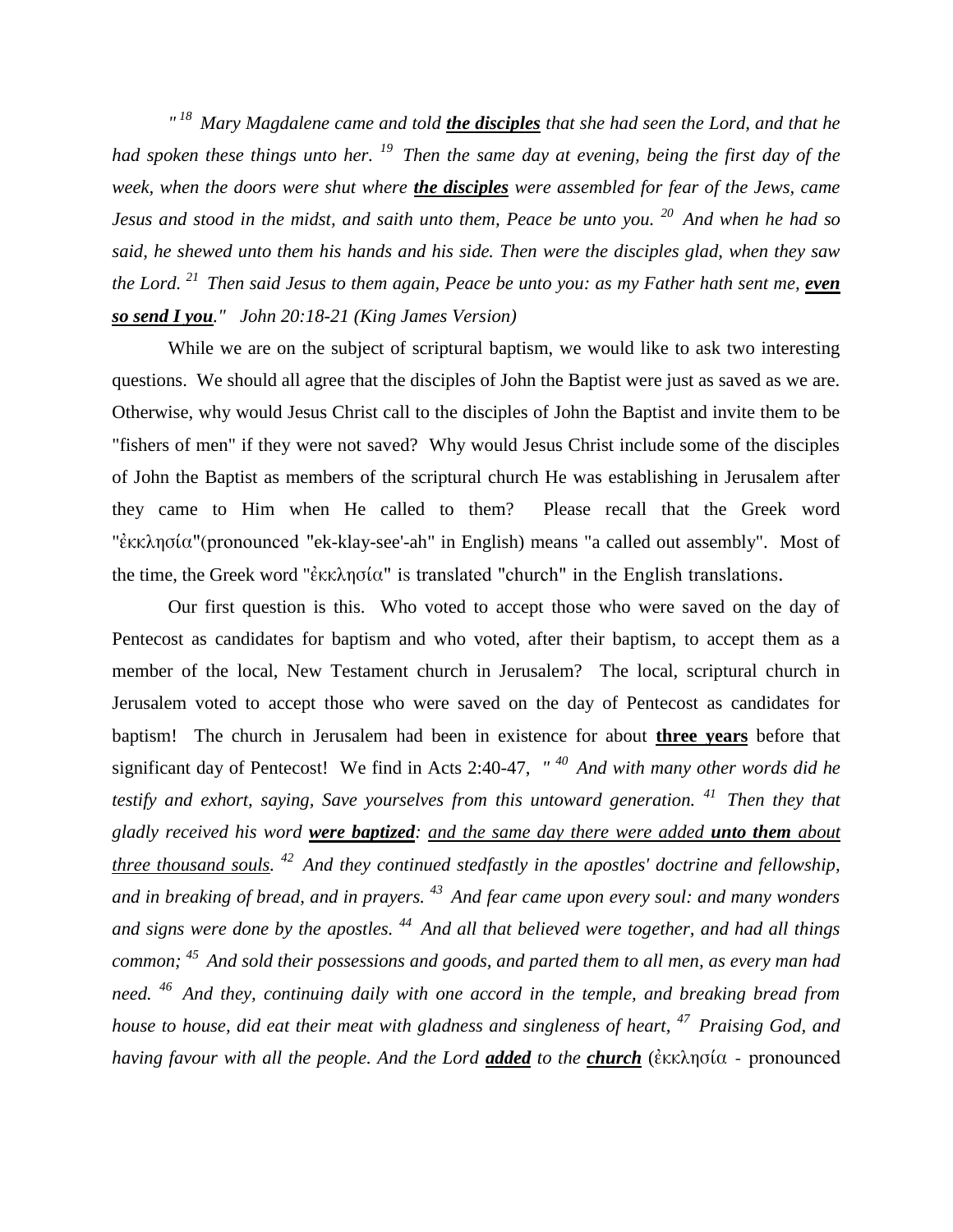*"[18] Mary Magdalene came and told **<u>the disciples</u>** that she had seen the Lord, and that he had spoken these things unto her. [19] Then the same day at evening, being the first day of the week, when the doors were shut where **<u>the disciples</u>** were assembled for fear of the Jews, came Jesus and stood in the midst, and saith unto them, Peace be unto you. [20] And when he had so said, he shewed unto them his hands and his side. Then were the disciples glad, when they saw the Lord. [21] Then said Jesus to them again, Peace be unto you: as my Father hath sent me, **<u>even so send I you</u>**." John 20:18-21 (King James Version)*

While we are on the subject of scriptural baptism, we would like to ask two interesting questions. We should all agree that the disciples of John the Baptist were just as saved as we are. Otherwise, why would Jesus Christ call to the disciples of John the Baptist and invite them to be "fishers of men" if they were not saved? Why would Jesus Christ include some of the disciples of John the Baptist as members of the scriptural church He was establishing in Jerusalem after they came to Him when He called to them? Please recall that the Greek word "ἐκκλησία"(pronounced "ek-klay-see'-ah" in English) means "a called out assembly". Most of the time, the Greek word "ἐκκλησία" is translated "church" in the English translations.

Our first question is this. Who voted to accept those who were saved on the day of Pentecost as candidates for baptism and who voted, after their baptism, to accept them as a member of the local, New Testament church in Jerusalem? The local, scriptural church in Jerusalem voted to accept those who were saved on the day of Pentecost as candidates for baptism! The church in Jerusalem had been in existence for about **<u>three years</u>** before that significant day of Pentecost! We find in Acts 2:40-47, *"[40] And with many other words did he testify and exhort, saying, Save yourselves from this untoward generation. [41] Then they that gladly received his word **<u>were baptized</u>**: <u>and the same day there were added **unto them** about three thousand souls.</u> [42] And they continued stedfastly in the apostles' doctrine and fellowship, and in breaking of bread, and in prayers. [43] And fear came upon every soul: and many wonders and signs were done by the apostles. [44] And all that believed were together, and had all things common; [45] And sold their possessions and goods, and parted them to all men, as every man had need. [46] And they, continuing daily with one accord in the temple, and breaking bread from house to house, did eat their meat with gladness and singleness of heart, [47] Praising God, and having favour with all the people. And the Lord **<u>added</u>** to the **<u>church</u>*** (ἐκκλησία - pronounced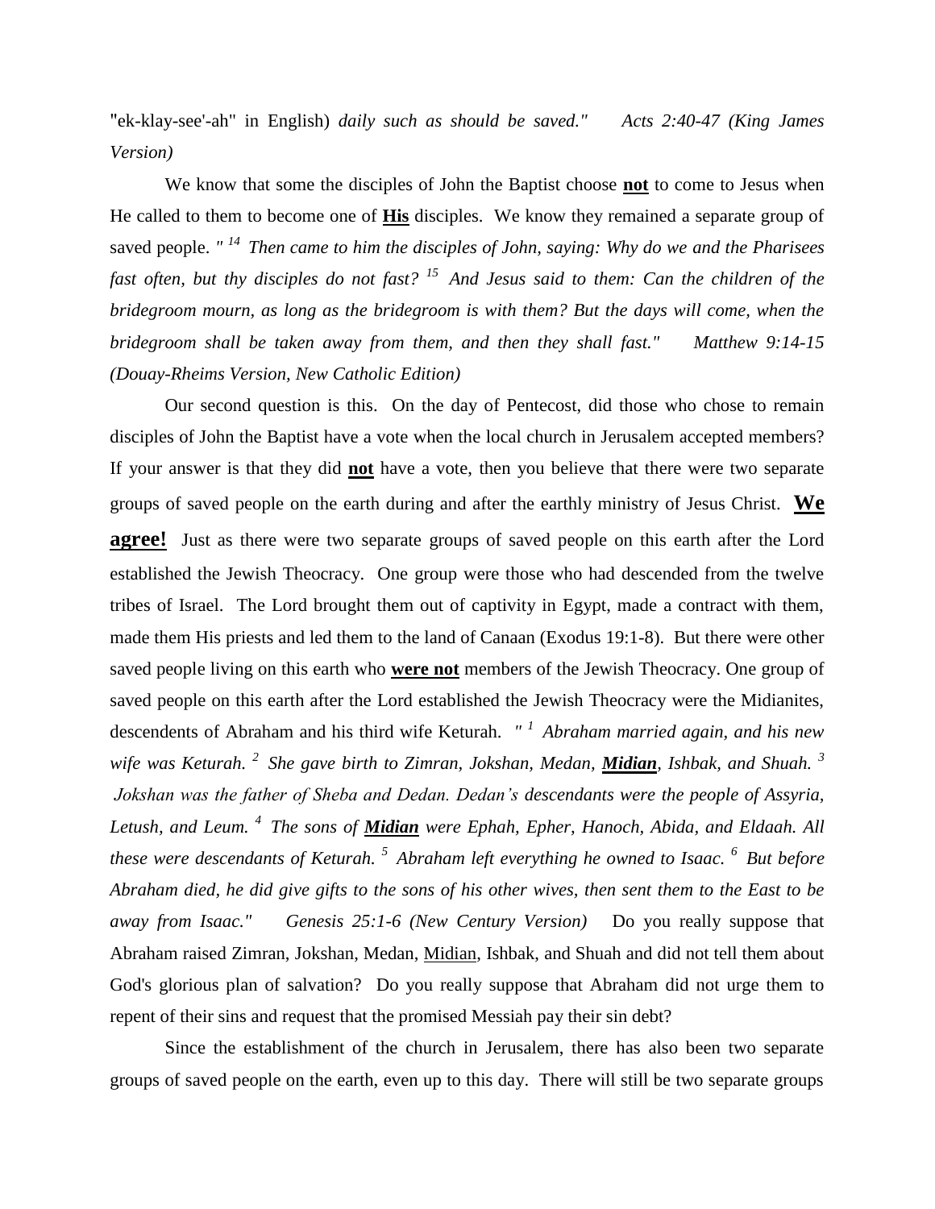"ek-klay-see'-ah" in English) *daily such as should be saved."* *Acts 2:40-47 (King James Version)*

We know that some the disciples of John the Baptist choose **<u>not</u>** to come to Jesus when He called to them to become one of **<u>His</u>** disciples. We know they remained a separate group of saved people. *"[14] Then came to him the disciples of John, saying: Why do we and the Pharisees fast often, but thy disciples do not fast? [15] And Jesus said to them: Can the children of the bridegroom mourn, as long as the bridegroom is with them? But the days will come, when the bridegroom shall be taken away from them, and then they shall fast."* *Matthew 9:14-15 (Douay-Rheims Version, New Catholic Edition)*

Our second question is this. On the day of Pentecost, did those who chose to remain disciples of John the Baptist have a vote when the local church in Jerusalem accepted members? If your answer is that they did **<u>not</u>** have a vote, then you believe that there were two separate groups of saved people on the earth during and after the earthly ministry of Jesus Christ. **<u>We agree!</u>** Just as there were two separate groups of saved people on this earth after the Lord established the Jewish Theocracy. One group were those who had descended from the twelve tribes of Israel. The Lord brought them out of captivity in Egypt, made a contract with them, made them His priests and led them to the land of Canaan (Exodus 19:1-8). But there were other saved people living on this earth who **<u>were not</u>** members of the Jewish Theocracy. One group of saved people on this earth after the Lord established the Jewish Theocracy were the Midianites, descendents of Abraham and his third wife Keturah. *"[1] Abraham married again, and his new wife was Keturah. [2] She gave birth to Zimran, Jokshan, Medan, **<u>Midian</u>**, Ishbak, and Shuah. [3] Jokshan was the father of Sheba and Dedan. Dedan's descendants were the people of Assyria, Letush, and Leum. [4] The sons of **<u>Midian</u>** were Ephah, Epher, Hanoch, Abida, and Eldaah. All these were descendants of Keturah. [5] Abraham left everything he owned to Isaac. [6] But before Abraham died, he did give gifts to the sons of his other wives, then sent them to the East to be away from Isaac."* *Genesis 25:1-6 (New Century Version)* Do you really suppose that Abraham raised Zimran, Jokshan, Medan, <u>Midian</u>, Ishbak, and Shuah and did not tell them about God's glorious plan of salvation? Do you really suppose that Abraham did not urge them to repent of their sins and request that the promised Messiah pay their sin debt?

Since the establishment of the church in Jerusalem, there has also been two separate groups of saved people on the earth, even up to this day. There will still be two separate groups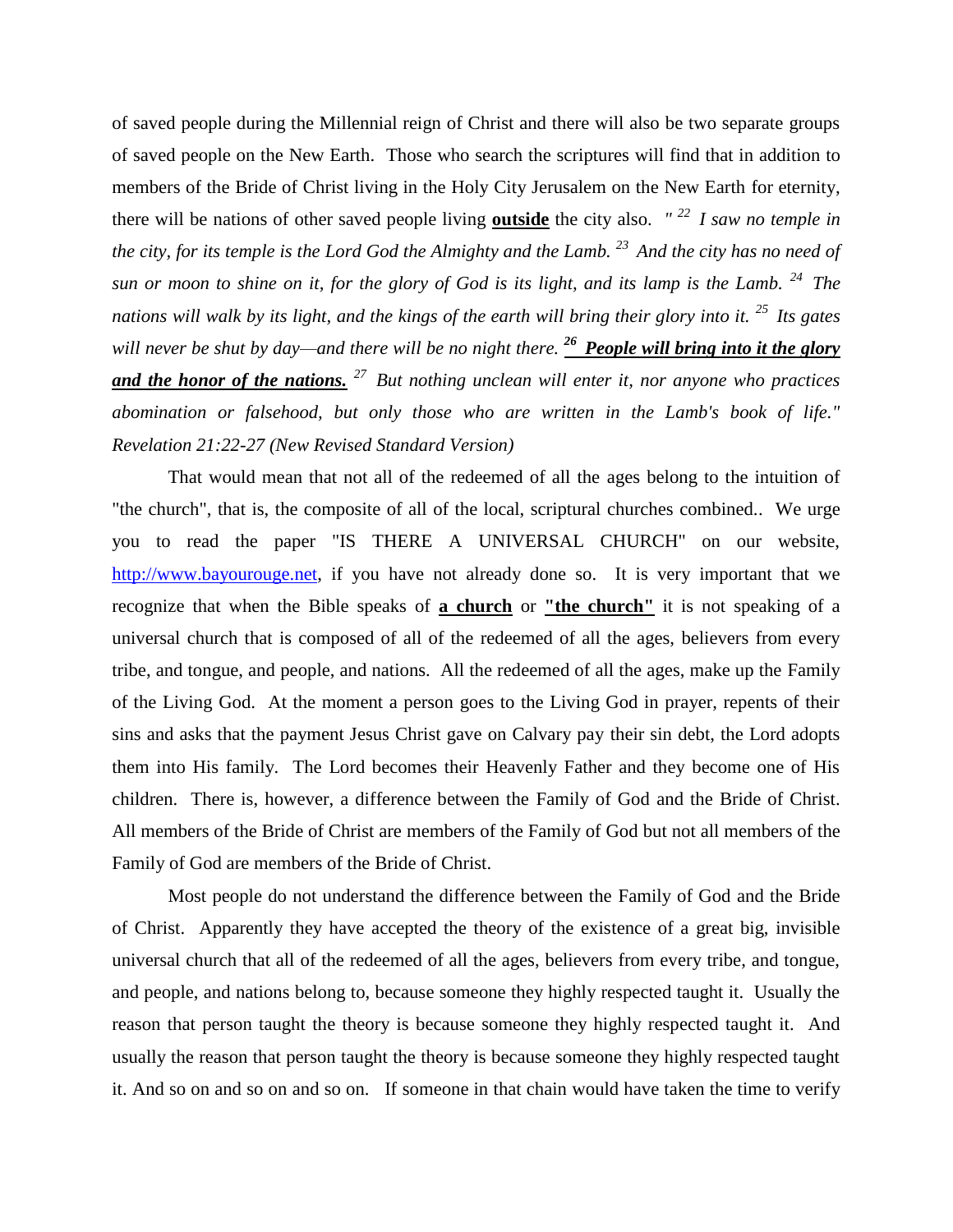of saved people during the Millennial reign of Christ and there will also be two separate groups of saved people on the New Earth. Those who search the scriptures will find that in addition to members of the Bride of Christ living in the Holy City Jerusalem on the New Earth for eternity, there will be nations of other saved people living **outside** the city also. *"[22] I saw no temple in the city, for its temple is the Lord God the Almighty and the Lamb. [23] And the city has no need of sun or moon to shine on it, for the glory of God is its light, and its lamp is the Lamb. [24] The nations will walk by its light, and the kings of the earth will bring their glory into it. [25] Its gates will never be shut by day—and there will be no night there.* ***[26] People will bring into it the glory and the honor of the nations.*** *[27] But nothing unclean will enter it, nor anyone who practices abomination or falsehood, but only those who are written in the Lamb's book of life." Revelation 21:22-27 (New Revised Standard Version)*

That would mean that not all of the redeemed of all the ages belong to the intuition of "the church", that is, the composite of all of the local, scriptural churches combined.. We urge you to read the paper "IS THERE A UNIVERSAL CHURCH" on our website, http://www.bayourouge.net, if you have not already done so. It is very important that we recognize that when the Bible speaks of **a church** or **"the church"** it is not speaking of a universal church that is composed of all of the redeemed of all the ages, believers from every tribe, and tongue, and people, and nations. All the redeemed of all the ages, make up the Family of the Living God. At the moment a person goes to the Living God in prayer, repents of their sins and asks that the payment Jesus Christ gave on Calvary pay their sin debt, the Lord adopts them into His family. The Lord becomes their Heavenly Father and they become one of His children. There is, however, a difference between the Family of God and the Bride of Christ. All members of the Bride of Christ are members of the Family of God but not all members of the Family of God are members of the Bride of Christ.

Most people do not understand the difference between the Family of God and the Bride of Christ. Apparently they have accepted the theory of the existence of a great big, invisible universal church that all of the redeemed of all the ages, believers from every tribe, and tongue, and people, and nations belong to, because someone they highly respected taught it. Usually the reason that person taught the theory is because someone they highly respected taught it. And usually the reason that person taught the theory is because someone they highly respected taught it. And so on and so on and so on. If someone in that chain would have taken the time to verify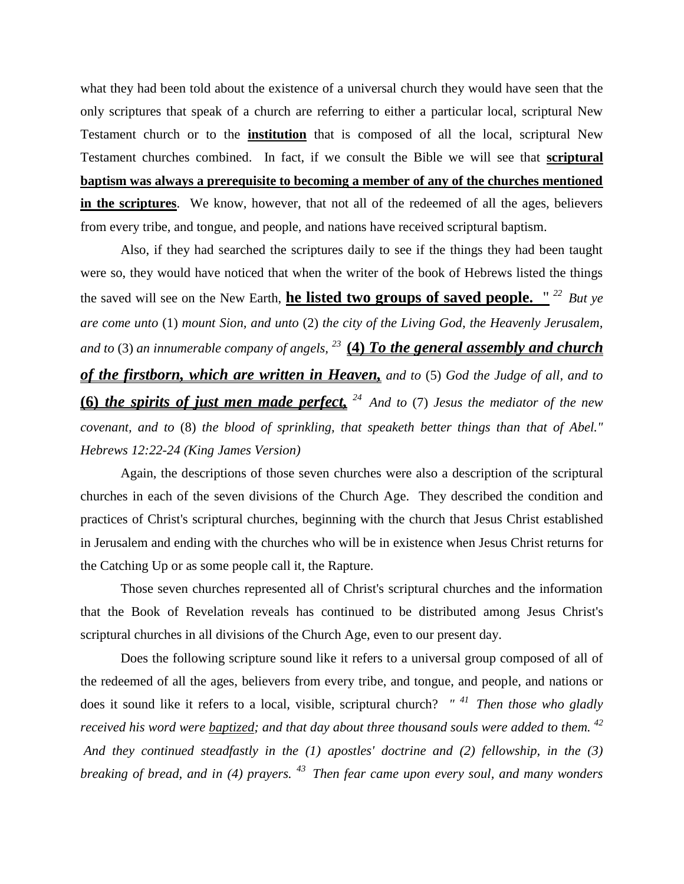what they had been told about the existence of a universal church they would have seen that the only scriptures that speak of a church are referring to either a particular local, scriptural New Testament church or to the **institution** that is composed of all the local, scriptural New Testament churches combined. In fact, if we consult the Bible we will see that **scriptural baptism was always a prerequisite to becoming a member of any of the churches mentioned in the scriptures**. We know, however, that not all of the redeemed of all the ages, believers from every tribe, and tongue, and people, and nations have received scriptural baptism.

Also, if they had searched the scriptures daily to see if the things they had been taught were so, they would have noticed that when the writer of the book of Hebrews listed the things the saved will see on the New Earth, **he listed two groups of saved people.** " [22] *But ye are come unto* (1) *mount Sion, and unto* (2) *the city of the Living God, the Heavenly Jerusalem, and to* (3) *an innumerable company of angels,* [23] **(4) *To the general assembly and church of the firstborn, which are written in Heaven,*** *and to* (5) *God the Judge of all, and to* **(6) *the spirits of just men made perfect,*** [24] *And to* (7) *Jesus the mediator of the new covenant, and to* (8) *the blood of sprinkling, that speaketh better things than that of Abel." Hebrews 12:22-24 (King James Version)*

Again, the descriptions of those seven churches were also a description of the scriptural churches in each of the seven divisions of the Church Age. They described the condition and practices of Christ's scriptural churches, beginning with the church that Jesus Christ established in Jerusalem and ending with the churches who will be in existence when Jesus Christ returns for the Catching Up or as some people call it, the Rapture.

Those seven churches represented all of Christ's scriptural churches and the information that the Book of Revelation reveals has continued to be distributed among Jesus Christ's scriptural churches in all divisions of the Church Age, even to our present day.

Does the following scripture sound like it refers to a universal group composed of all of the redeemed of all the ages, believers from every tribe, and tongue, and people, and nations or does it sound like it refers to a local, visible, scriptural church? *" [41] Then those who gladly received his word were baptized; and that day about three thousand souls were added to them. [42] And they continued steadfastly in the (1) apostles' doctrine and (2) fellowship, in the (3) breaking of bread, and in (4) prayers. [43] Then fear came upon every soul, and many wonders*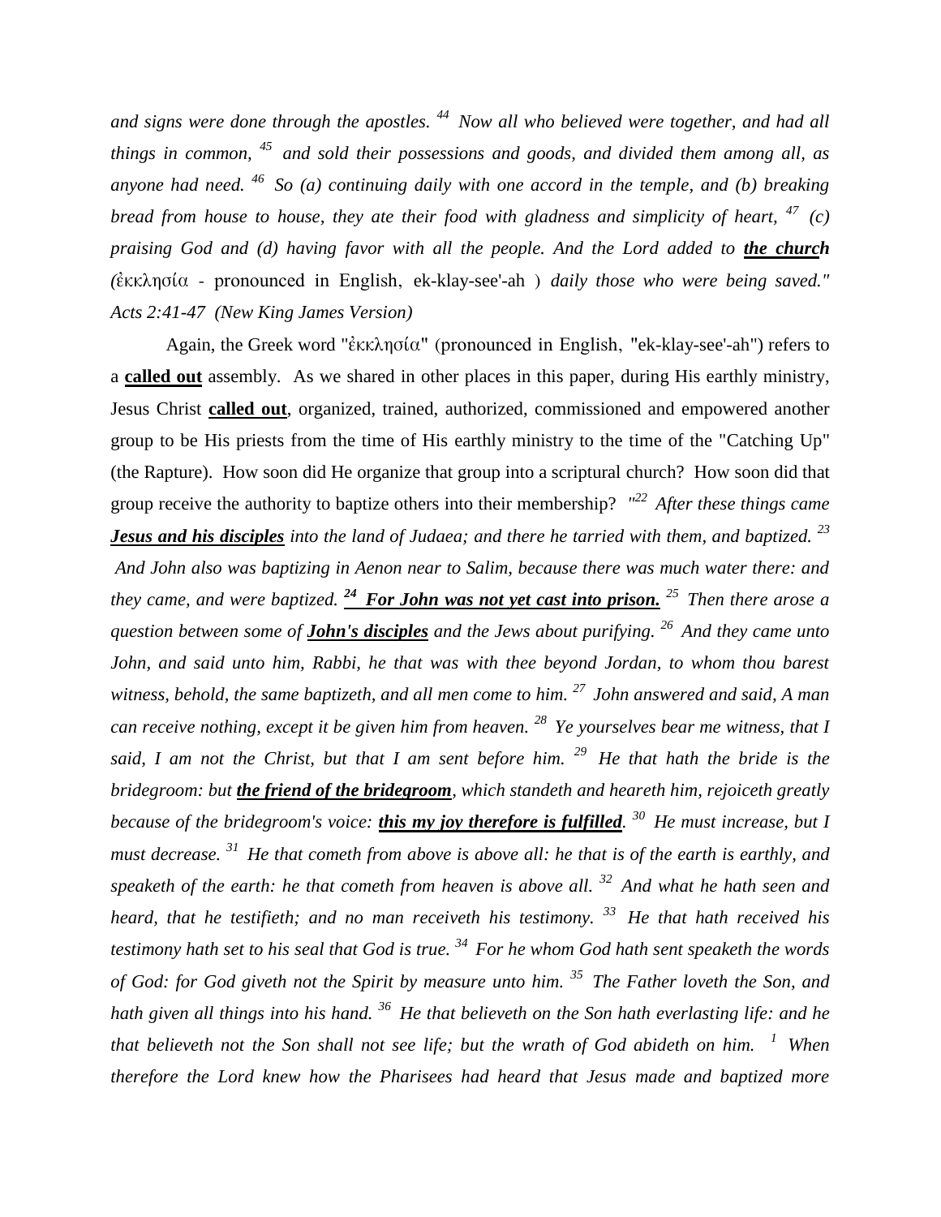*and signs were done through the apostles. [44] Now all who believed were together, and had all things in common, [45] and sold their possessions and goods, and divided them among all, as anyone had need. [46] So (a) continuing daily with one accord in the temple, and (b) breaking bread from house to house, they ate their food with gladness and simplicity of heart, [47] (c) praising God and (d) having favor with all the people. And the Lord added to* ***the church*** *(*ἐκκλησία - pronounced in English, ek-klay-see'-ah ) *daily those who were being saved." Acts 2:41-47 (New King James Version)*

Again, the Greek word "ἐκκλησία" (pronounced in English, "ek-klay-see'-ah") refers to a **called out** assembly. As we shared in other places in this paper, during His earthly ministry, Jesus Christ **called out**, organized, trained, authorized, commissioned and empowered another group to be His priests from the time of His earthly ministry to the time of the "Catching Up" (the Rapture). How soon did He organize that group into a scriptural church? How soon did that group receive the authority to baptize others into their membership? *"[22] After these things came* ***Jesus and his disciples*** *into the land of Judaea; and there he tarried with them, and baptized. [23] And John also was baptizing in Aenon near to Salim, because there was much water there: and they came, and were baptized.* ***[24] For John was not yet cast into prison.*** *[25] Then there arose a question between some of* ***John's disciples*** *and the Jews about purifying. [26] And they came unto John, and said unto him, Rabbi, he that was with thee beyond Jordan, to whom thou barest witness, behold, the same baptizeth, and all men come to him. [27] John answered and said, A man can receive nothing, except it be given him from heaven. [28] Ye yourselves bear me witness, that I said, I am not the Christ, but that I am sent before him. [29] He that hath the bride is the bridegroom: but* ***the friend of the bridegroom****, which standeth and heareth him, rejoiceth greatly because of the bridegroom's voice:* ***this my joy therefore is fulfilled****. [30] He must increase, but I must decrease. [31] He that cometh from above is above all: he that is of the earth is earthly, and speaketh of the earth: he that cometh from heaven is above all. [32] And what he hath seen and heard, that he testifieth; and no man receiveth his testimony. [33] He that hath received his testimony hath set to his seal that God is true. [34] For he whom God hath sent speaketh the words of God: for God giveth not the Spirit by measure unto him. [35] The Father loveth the Son, and hath given all things into his hand. [36] He that believeth on the Son hath everlasting life: and he that believeth not the Son shall not see life; but the wrath of God abideth on him. [1] When therefore the Lord knew how the Pharisees had heard that Jesus made and baptized more*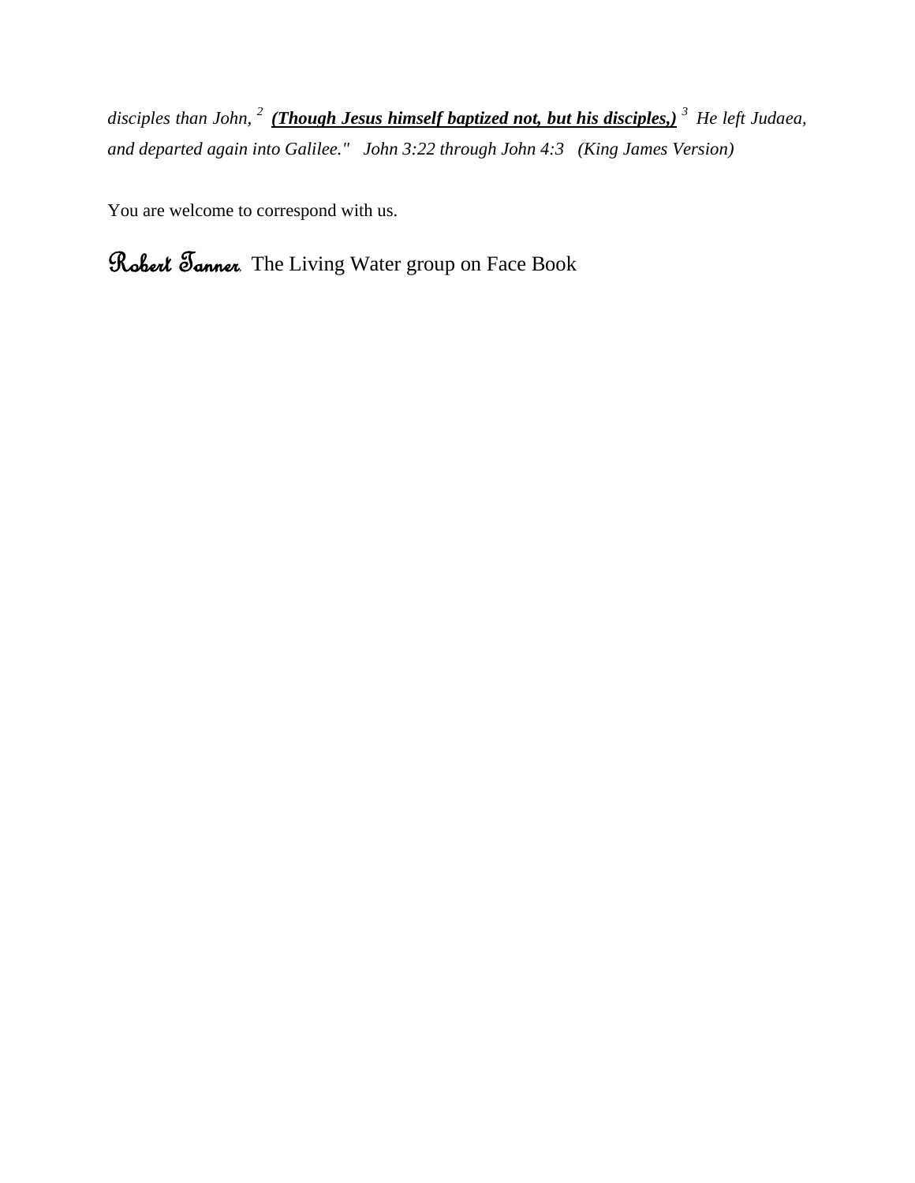*disciples than John,* [2] ***(Though Jesus himself baptized not, but his disciples,)*** [3] *He left Judaea, and departed again into Galilee." John 3:22 through John 4:3 (King James Version)*

You are welcome to correspond with us.

Robert Tanner. The Living Water group on Face Book